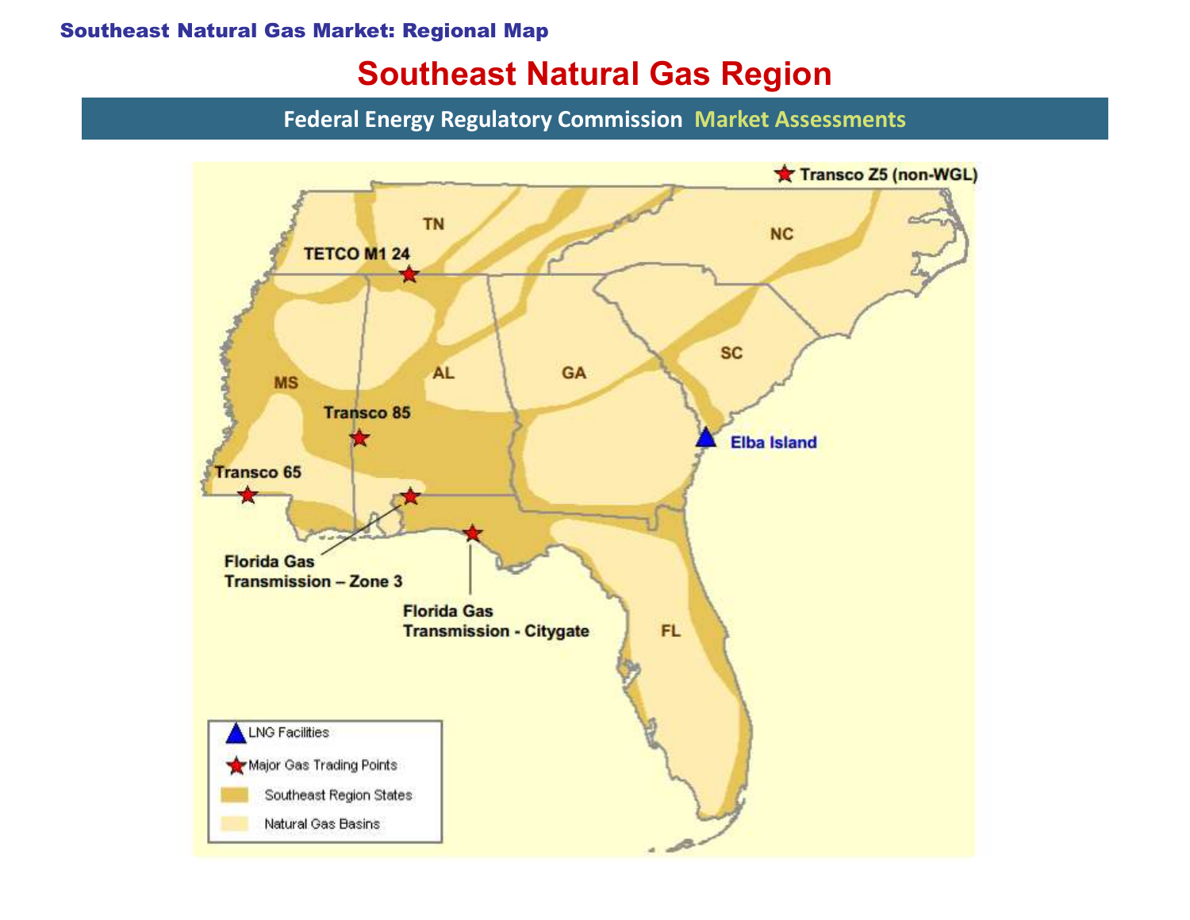# Southeast Natural Gas Market: Regional Map

## Southeast Natural Gas Region

**Federal Energy Regulatory Commission** Market Assessments

Transco Z5 (non-WGL)

TN

NC

TETCO M1 24

MS

AL

GA

SC

Transco 85

Elba Island

Transco 65

Florida Gas Transmission – Zone 3

Florida Gas Transmission - Citygate

FL

- LNG Facilities
- Major Gas Trading Points
- Southeast Region States
- Natural Gas Basins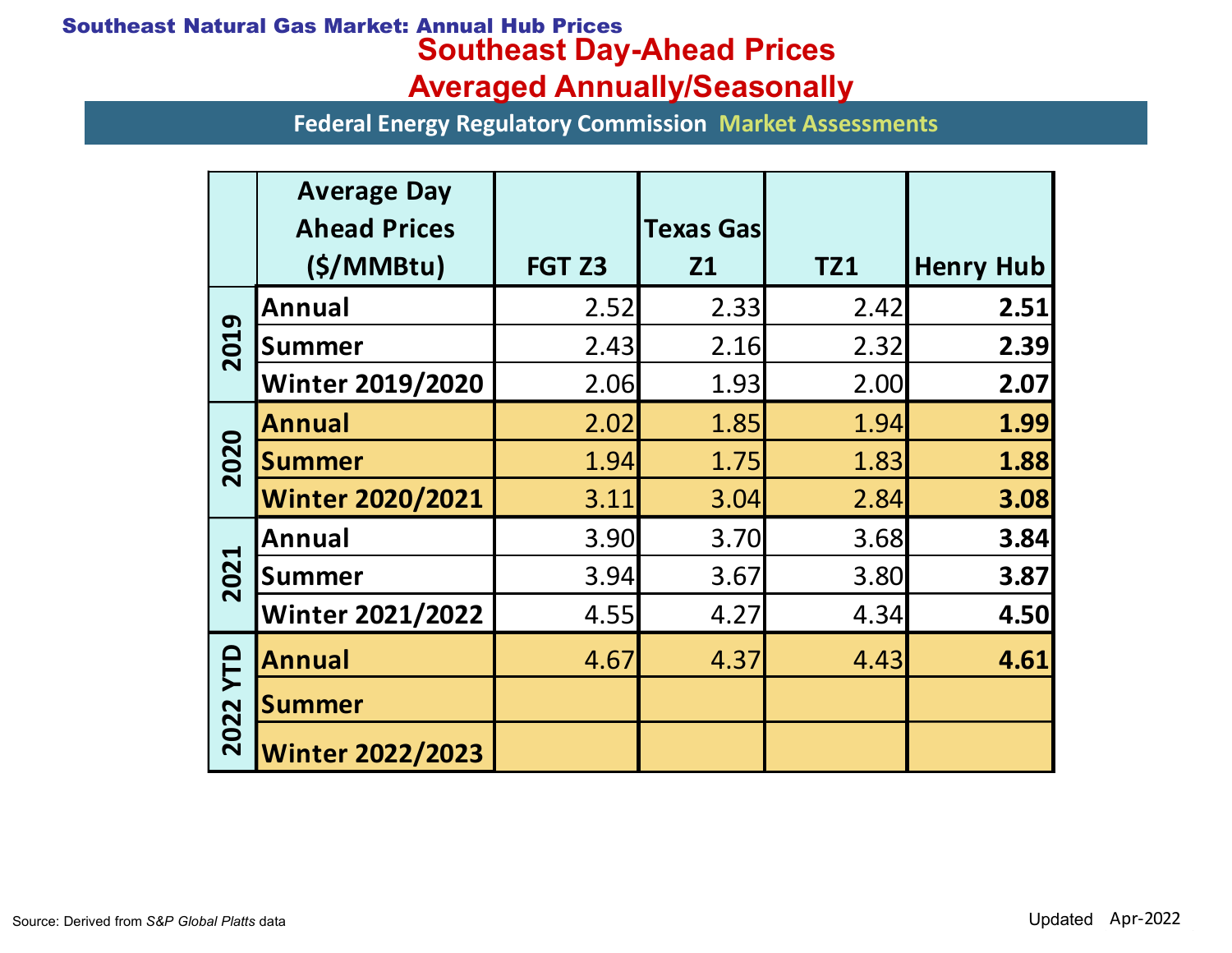**Southeast Natural Gas Market: Annual Hub Prices**

# Southeast Day-Ahead Prices
# Averaged Annually/Seasonally

Federal Energy Regulatory Commission Market Assessments

| | Average Day Ahead Prices ($/MMBtu) | FGT Z3 | Texas Gas Z1 | TZ1 | Henry Hub |
|---|---|---|---|---|---|
| 2019 | Annual | 2.52 | 2.33 | 2.42 | **2.51** |
| | Summer | 2.43 | 2.16 | 2.32 | **2.39** |
| | Winter 2019/2020 | 2.06 | 1.93 | 2.00 | **2.07** |
| 2020 | Annual | 2.02 | 1.85 | 1.94 | **1.99** |
| | Summer | 1.94 | 1.75 | 1.83 | **1.88** |
| | Winter 2020/2021 | 3.11 | 3.04 | 2.84 | **3.08** |
| 2021 | Annual | 3.90 | 3.70 | 3.68 | **3.84** |
| | Summer | 3.94 | 3.67 | 3.80 | **3.87** |
| | Winter 2021/2022 | 4.55 | 4.27 | 4.34 | **4.50** |
| 2022 YTD | Annual | 4.67 | 4.37 | 4.43 | **4.61** |
| | Summer | | | | |
| | Winter 2022/2023 | | | | |

Source: Derived from *S&P Global Platts* data

Updated Apr-2022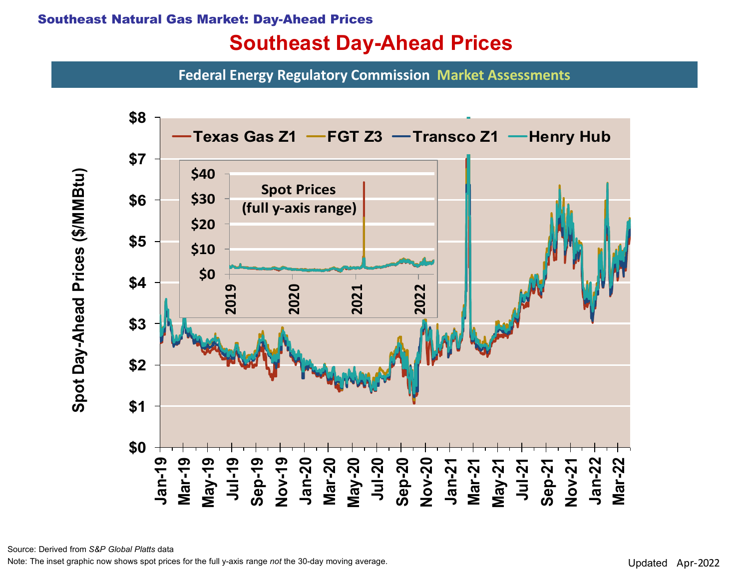**Southeast Natural Gas Market: Day-Ahead Prices**

# Southeast Day-Ahead Prices

**Federal Energy Regulatory Commission Market Assessments**

Source: Derived from *S&P Global Platts* data

Note: The inset graphic now shows spot prices for the full y-axis range *not* the 30-day moving average.

Updated Apr-2022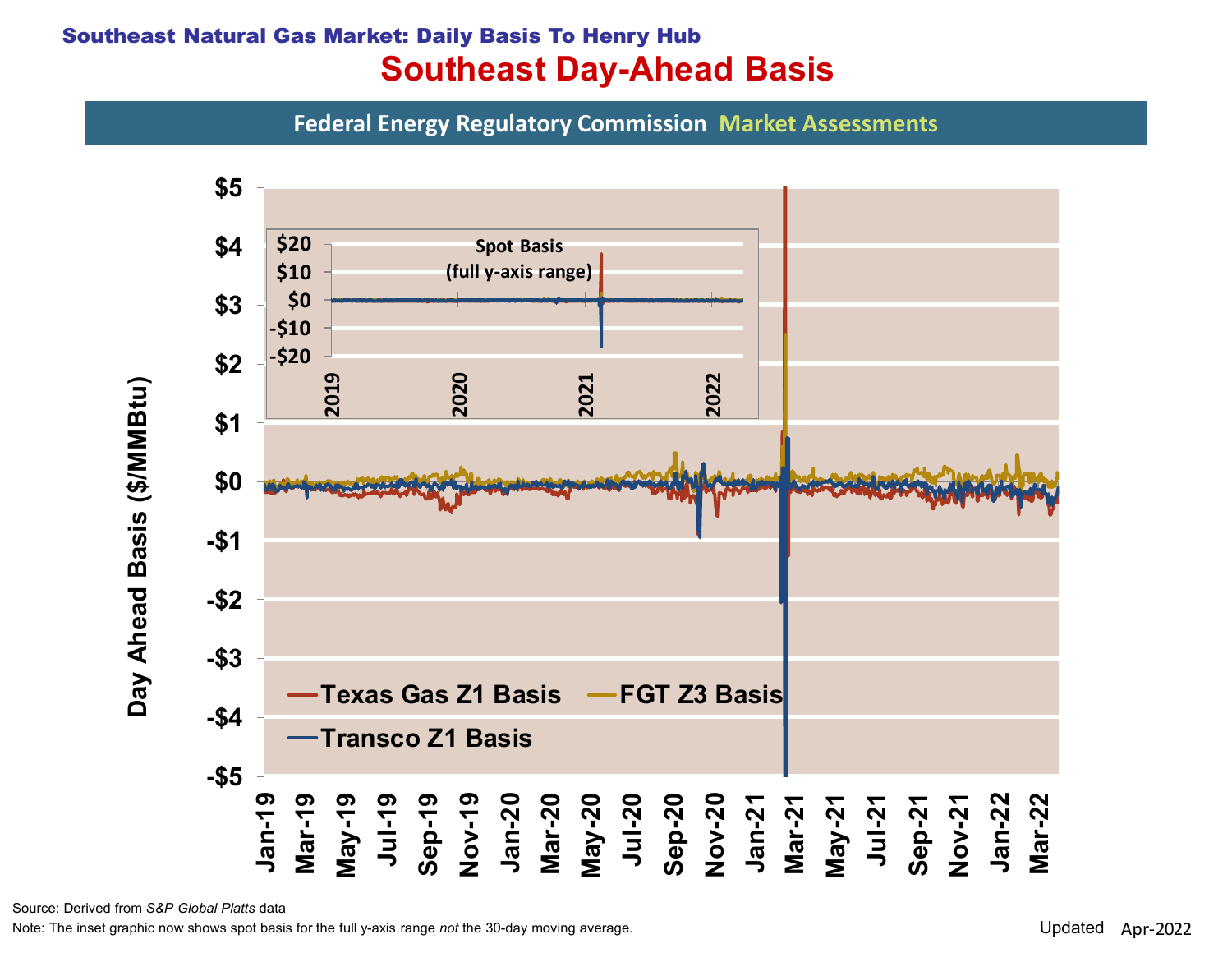**Southeast Natural Gas Market: Daily Basis To Henry Hub**

# Southeast Day-Ahead Basis

**Federal Energy Regulatory Commission Market Assessments**

Source: Derived from *S&P Global Platts* data

Note: The inset graphic now shows spot basis for the full y-axis range *not* the 30-day moving average.

Updated Apr-2022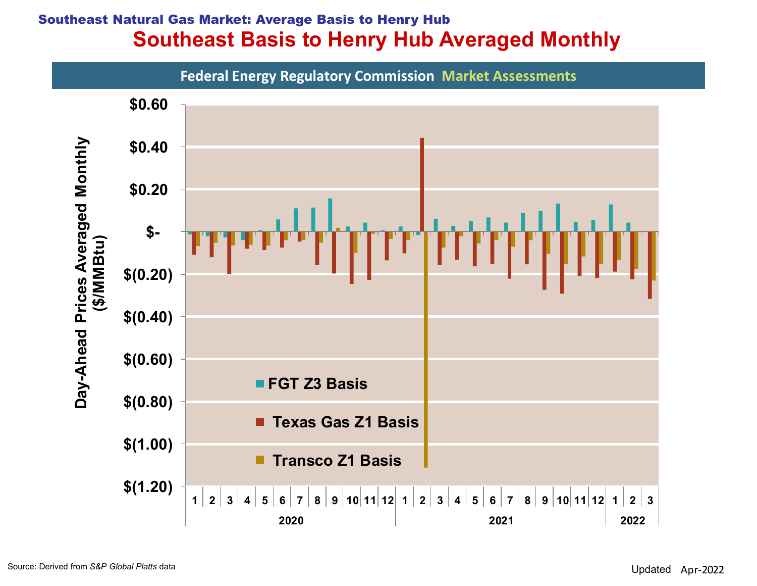# Southeast Natural Gas Market: Average Basis to Henry Hub

## Southeast Basis to Henry Hub Averaged Monthly

**Federal Energy Regulatory Commission** Market Assessments

Day-Ahead Prices Averaged Monthly ($/MMBtu)

$0.60
$0.40
$0.20
$-
$(0.20)
$(0.40)
$(0.60)
$(0.80)
$(1.00)
$(1.20)

FGT Z3 Basis

Texas Gas Z1 Basis

Transco Z1 Basis

1 2 3 4 5 6 7 8 9 10 11 12 | 1 2 3 4 5 6 7 8 9 10 11 12 | 1 2 3

2020 | 2021 | 2022

Source: Derived from *S&P Global Platts* data

Updated Apr-2022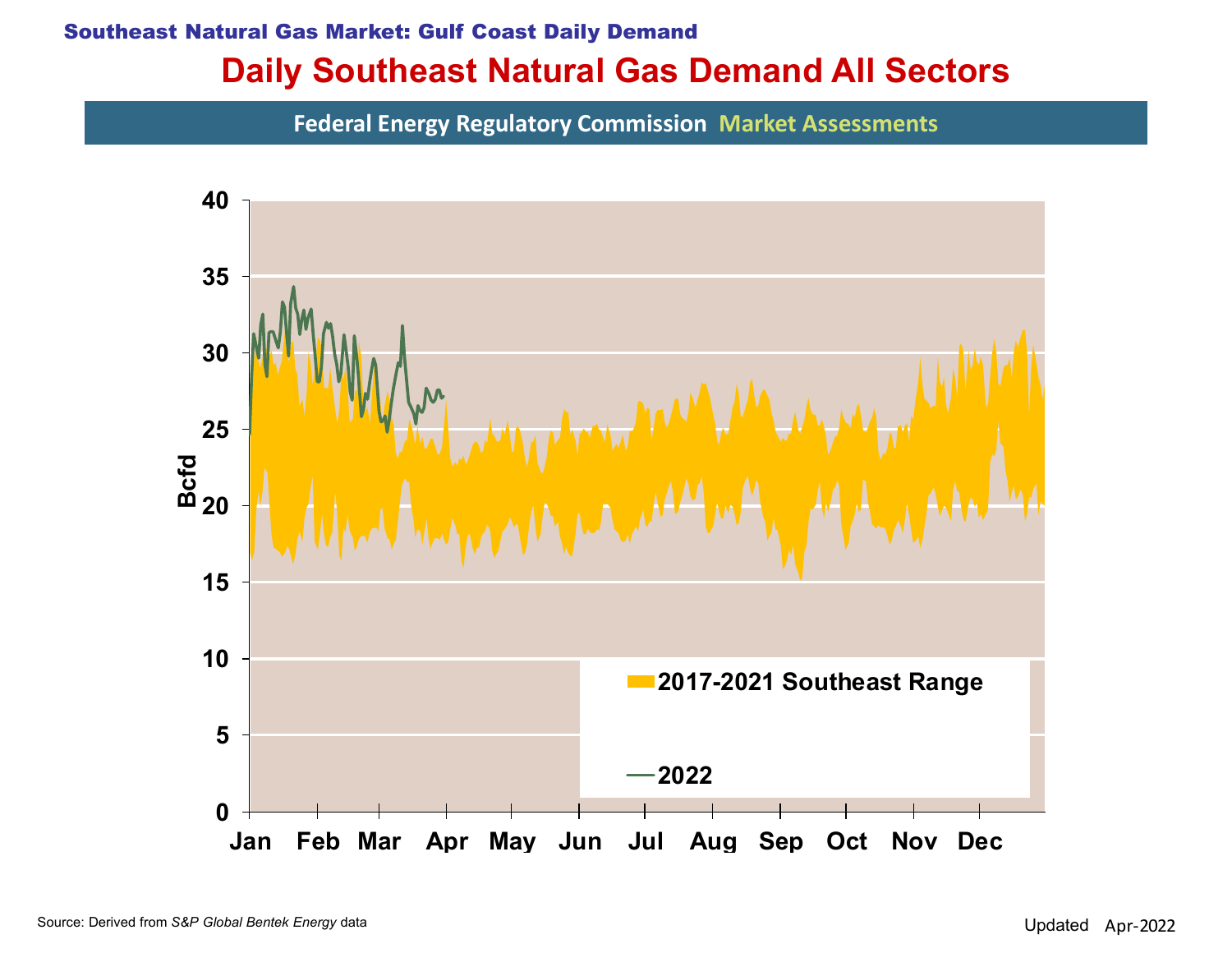Southeast Natural Gas Market: Gulf Coast Daily Demand

# Daily Southeast Natural Gas Demand All Sectors

Federal Energy Regulatory Commission Market Assessments

Bcfd

40
35
30
25
20
15
10
5
0

Jan Feb Mar Apr May Jun Jul Aug Sep Oct Nov Dec

2017-2021 Southeast Range

2022

Source: Derived from *S&P Global Bentek Energy* data

Updated Apr-2022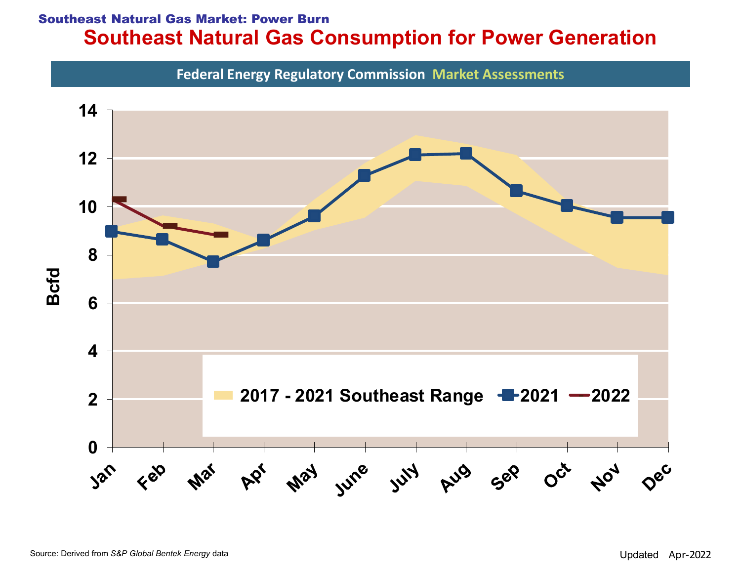Southeast Natural Gas Market: Power Burn

# Southeast Natural Gas Consumption for Power Generation

Federal Energy Regulatory Commission Market Assessments

14
12
10
8
6
4
2
0

Bcfd

Jan Feb Mar Apr May June July Aug Sep Oct Nov Dec

2017 - 2021 Southeast Range
2021
2022

Source: Derived from *S&P Global Bentek Energy* data

Updated Apr-2022